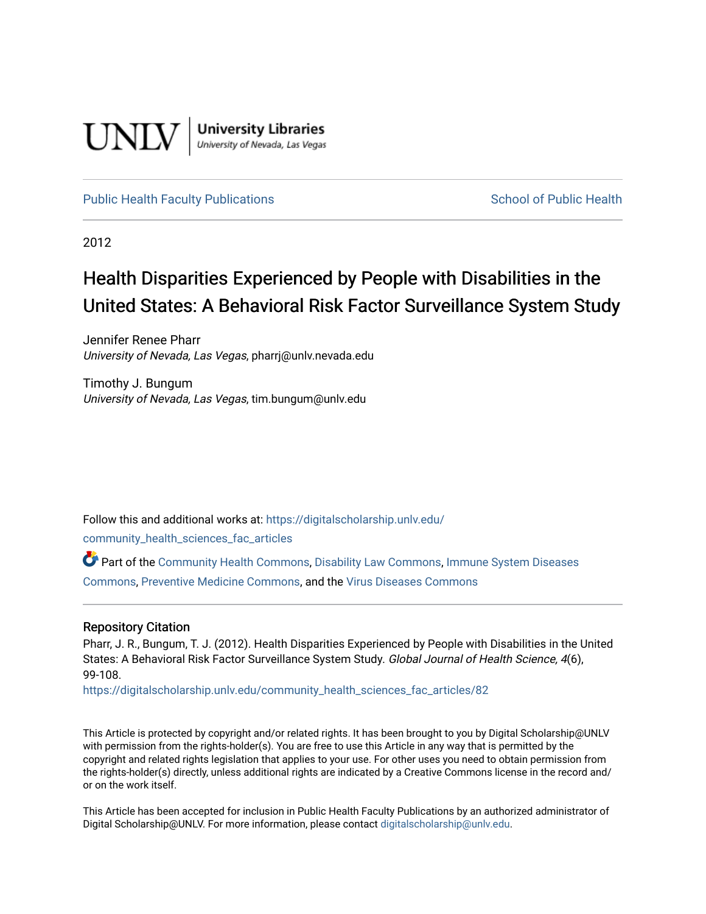UNLV | University Libraries
University of Nevada, Las Vegas

Public Health Faculty Publications | School of Public Health

2012

# Health Disparities Experienced by People with Disabilities in the United States: A Behavioral Risk Factor Surveillance System Study

Jennifer Renee Pharr
*University of Nevada, Las Vegas*, pharrj@unlv.nevada.edu

Timothy J. Bungum
*University of Nevada, Las Vegas*, tim.bungum@unlv.edu

Follow this and additional works at: https://digitalscholarship.unlv.edu/community_health_sciences_fac_articles

Part of the Community Health Commons, Disability Law Commons, Immune System Diseases Commons, Preventive Medicine Commons, and the Virus Diseases Commons

## Repository Citation

Pharr, J. R., Bungum, T. J. (2012). Health Disparities Experienced by People with Disabilities in the United States: A Behavioral Risk Factor Surveillance System Study. *Global Journal of Health Science, 4*(6), 99-108.
https://digitalscholarship.unlv.edu/community_health_sciences_fac_articles/82

This Article is protected by copyright and/or related rights. It has been brought to you by Digital Scholarship@UNLV with permission from the rights-holder(s). You are free to use this Article in any way that is permitted by the copyright and related rights legislation that applies to your use. For other uses you need to obtain permission from the rights-holder(s) directly, unless additional rights are indicated by a Creative Commons license in the record and/or on the work itself.

This Article has been accepted for inclusion in Public Health Faculty Publications by an authorized administrator of Digital Scholarship@UNLV. For more information, please contact digitalscholarship@unlv.edu.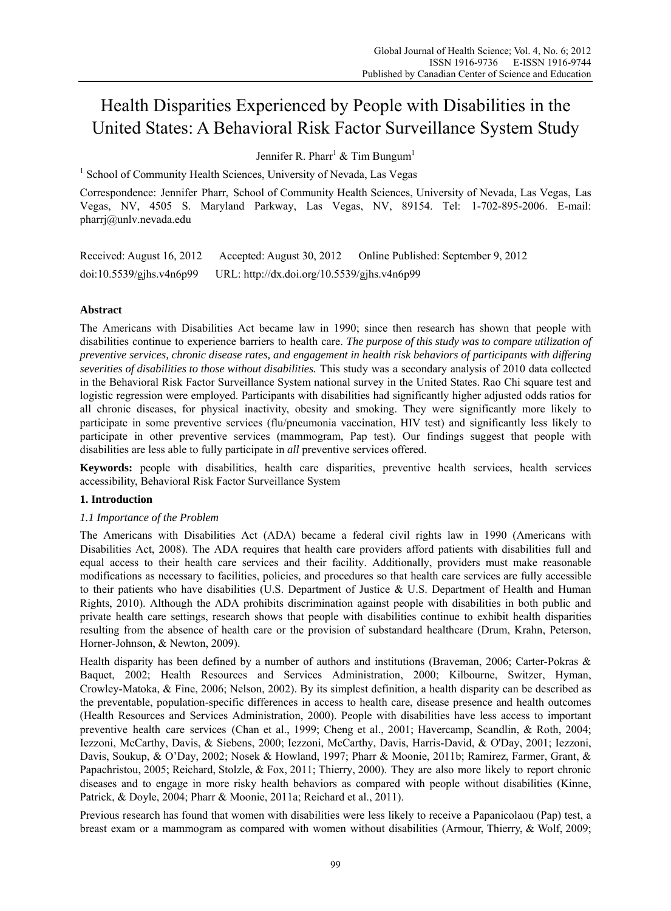# Health Disparities Experienced by People with Disabilities in the United States: A Behavioral Risk Factor Surveillance System Study

Jennifer R. Pharr[1] & Tim Bungum[1]

[1] School of Community Health Sciences, University of Nevada, Las Vegas

Correspondence: Jennifer Pharr, School of Community Health Sciences, University of Nevada, Las Vegas, Las Vegas, NV, 4505 S. Maryland Parkway, Las Vegas, NV, 89154. Tel: 1-702-895-2006. E-mail: pharrj@unlv.nevada.edu

Received: August 16, 2012 Accepted: August 30, 2012 Online Published: September 9, 2012

doi:10.5539/gjhs.v4n6p99 URL: http://dx.doi.org/10.5539/gjhs.v4n6p99

## Abstract

The Americans with Disabilities Act became law in 1990; since then research has shown that people with disabilities continue to experience barriers to health care. *The purpose of this study was to compare utilization of preventive services, chronic disease rates, and engagement in health risk behaviors of participants with differing severities of disabilities to those without disabilities.* This study was a secondary analysis of 2010 data collected in the Behavioral Risk Factor Surveillance System national survey in the United States. Rao Chi square test and logistic regression were employed. Participants with disabilities had significantly higher adjusted odds ratios for all chronic diseases, for physical inactivity, obesity and smoking. They were significantly more likely to participate in some preventive services (flu/pneumonia vaccination, HIV test) and significantly less likely to participate in other preventive services (mammogram, Pap test). Our findings suggest that people with disabilities are less able to fully participate in *all* preventive services offered.

**Keywords:** people with disabilities, health care disparities, preventive health services, health services accessibility, Behavioral Risk Factor Surveillance System

## 1. Introduction

### *1.1 Importance of the Problem*

The Americans with Disabilities Act (ADA) became a federal civil rights law in 1990 (Americans with Disabilities Act, 2008). The ADA requires that health care providers afford patients with disabilities full and equal access to their health care services and their facility. Additionally, providers must make reasonable modifications as necessary to facilities, policies, and procedures so that health care services are fully accessible to their patients who have disabilities (U.S. Department of Justice & U.S. Department of Health and Human Rights, 2010). Although the ADA prohibits discrimination against people with disabilities in both public and private health care settings, research shows that people with disabilities continue to exhibit health disparities resulting from the absence of health care or the provision of substandard healthcare (Drum, Krahn, Peterson, Horner-Johnson, & Newton, 2009).

Health disparity has been defined by a number of authors and institutions (Braveman, 2006; Carter-Pokras & Baquet, 2002; Health Resources and Services Administration, 2000; Kilbourne, Switzer, Hyman, Crowley-Matoka, & Fine, 2006; Nelson, 2002). By its simplest definition, a health disparity can be described as the preventable, population-specific differences in access to health care, disease presence and health outcomes (Health Resources and Services Administration, 2000). People with disabilities have less access to important preventive health care services (Chan et al., 1999; Cheng et al., 2001; Havercamp, Scandlin, & Roth, 2004; Iezzoni, McCarthy, Davis, & Siebens, 2000; Iezzoni, McCarthy, Davis, Harris-David, & O'Day, 2001; Iezzoni, Davis, Soukup, & O'Day, 2002; Nosek & Howland, 1997; Pharr & Moonie, 2011b; Ramirez, Farmer, Grant, & Papachristou, 2005; Reichard, Stolzle, & Fox, 2011; Thierry, 2000). They are also more likely to report chronic diseases and to engage in more risky health behaviors as compared with people without disabilities (Kinne, Patrick, & Doyle, 2004; Pharr & Moonie, 2011a; Reichard et al., 2011).

Previous research has found that women with disabilities were less likely to receive a Papanicolaou (Pap) test, a breast exam or a mammogram as compared with women without disabilities (Armour, Thierry, & Wolf, 2009;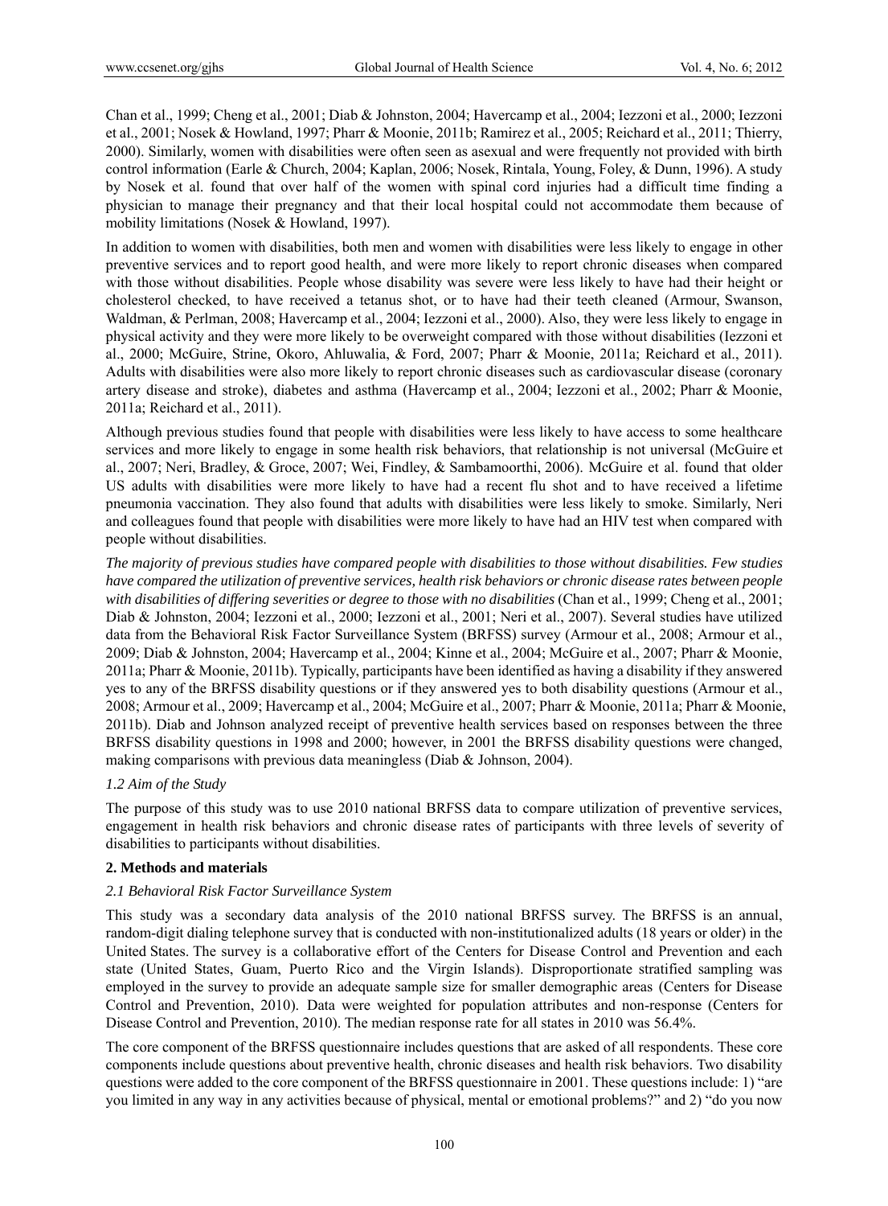Chan et al., 1999; Cheng et al., 2001; Diab & Johnston, 2004; Havercamp et al., 2004; Iezzoni et al., 2000; Iezzoni et al., 2001; Nosek & Howland, 1997; Pharr & Moonie, 2011b; Ramirez et al., 2005; Reichard et al., 2011; Thierry, 2000). Similarly, women with disabilities were often seen as asexual and were frequently not provided with birth control information (Earle & Church, 2004; Kaplan, 2006; Nosek, Rintala, Young, Foley, & Dunn, 1996). A study by Nosek et al. found that over half of the women with spinal cord injuries had a difficult time finding a physician to manage their pregnancy and that their local hospital could not accommodate them because of mobility limitations (Nosek & Howland, 1997).

In addition to women with disabilities, both men and women with disabilities were less likely to engage in other preventive services and to report good health, and were more likely to report chronic diseases when compared with those without disabilities. People whose disability was severe were less likely to have had their height or cholesterol checked, to have received a tetanus shot, or to have had their teeth cleaned (Armour, Swanson, Waldman, & Perlman, 2008; Havercamp et al., 2004; Iezzoni et al., 2000). Also, they were less likely to engage in physical activity and they were more likely to be overweight compared with those without disabilities (Iezzoni et al., 2000; McGuire, Strine, Okoro, Ahluwalia, & Ford, 2007; Pharr & Moonie, 2011a; Reichard et al., 2011). Adults with disabilities were also more likely to report chronic diseases such as cardiovascular disease (coronary artery disease and stroke), diabetes and asthma (Havercamp et al., 2004; Iezzoni et al., 2002; Pharr & Moonie, 2011a; Reichard et al., 2011).

Although previous studies found that people with disabilities were less likely to have access to some healthcare services and more likely to engage in some health risk behaviors, that relationship is not universal (McGuire et al., 2007; Neri, Bradley, & Groce, 2007; Wei, Findley, & Sambamoorthi, 2006). McGuire et al. found that older US adults with disabilities were more likely to have had a recent flu shot and to have received a lifetime pneumonia vaccination. They also found that adults with disabilities were less likely to smoke. Similarly, Neri and colleagues found that people with disabilities were more likely to have had an HIV test when compared with people without disabilities.

*The majority of previous studies have compared people with disabilities to those without disabilities. Few studies have compared the utilization of preventive services, health risk behaviors or chronic disease rates between people with disabilities of differing severities or degree to those with no disabilities* (Chan et al., 1999; Cheng et al., 2001; Diab & Johnston, 2004; Iezzoni et al., 2000; Iezzoni et al., 2001; Neri et al., 2007). Several studies have utilized data from the Behavioral Risk Factor Surveillance System (BRFSS) survey (Armour et al., 2008; Armour et al., 2009; Diab & Johnston, 2004; Havercamp et al., 2004; Kinne et al., 2004; McGuire et al., 2007; Pharr & Moonie, 2011a; Pharr & Moonie, 2011b). Typically, participants have been identified as having a disability if they answered yes to any of the BRFSS disability questions or if they answered yes to both disability questions (Armour et al., 2008; Armour et al., 2009; Havercamp et al., 2004; McGuire et al., 2007; Pharr & Moonie, 2011a; Pharr & Moonie, 2011b). Diab and Johnson analyzed receipt of preventive health services based on responses between the three BRFSS disability questions in 1998 and 2000; however, in 2001 the BRFSS disability questions were changed, making comparisons with previous data meaningless (Diab & Johnson, 2004).

### *1.2 Aim of the Study*

The purpose of this study was to use 2010 national BRFSS data to compare utilization of preventive services, engagement in health risk behaviors and chronic disease rates of participants with three levels of severity of disabilities to participants without disabilities.

## **2. Methods and materials**

### *2.1 Behavioral Risk Factor Surveillance System*

This study was a secondary data analysis of the 2010 national BRFSS survey. The BRFSS is an annual, random-digit dialing telephone survey that is conducted with non-institutionalized adults (18 years or older) in the United States. The survey is a collaborative effort of the Centers for Disease Control and Prevention and each state (United States, Guam, Puerto Rico and the Virgin Islands). Disproportionate stratified sampling was employed in the survey to provide an adequate sample size for smaller demographic areas (Centers for Disease Control and Prevention, 2010). Data were weighted for population attributes and non-response (Centers for Disease Control and Prevention, 2010). The median response rate for all states in 2010 was 56.4%.

The core component of the BRFSS questionnaire includes questions that are asked of all respondents. These core components include questions about preventive health, chronic diseases and health risk behaviors. Two disability questions were added to the core component of the BRFSS questionnaire in 2001. These questions include: 1) "are you limited in any way in any activities because of physical, mental or emotional problems?" and 2) "do you now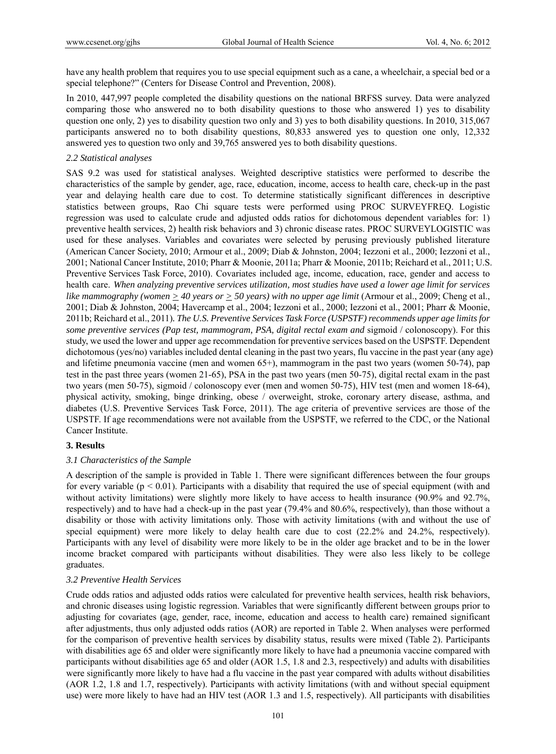have any health problem that requires you to use special equipment such as a cane, a wheelchair, a special bed or a special telephone?" (Centers for Disease Control and Prevention, 2008).

In 2010, 447,997 people completed the disability questions on the national BRFSS survey. Data were analyzed comparing those who answered no to both disability questions to those who answered 1) yes to disability question one only, 2) yes to disability question two only and 3) yes to both disability questions. In 2010, 315,067 participants answered no to both disability questions, 80,833 answered yes to question one only, 12,332 answered yes to question two only and 39,765 answered yes to both disability questions.

### *2.2 Statistical analyses*

SAS 9.2 was used for statistical analyses. Weighted descriptive statistics were performed to describe the characteristics of the sample by gender, age, race, education, income, access to health care, check-up in the past year and delaying health care due to cost. To determine statistically significant differences in descriptive statistics between groups, Rao Chi square tests were performed using PROC SURVEYFREQ. Logistic regression was used to calculate crude and adjusted odds ratios for dichotomous dependent variables for: 1) preventive health services, 2) health risk behaviors and 3) chronic disease rates. PROC SURVEYLOGISTIC was used for these analyses. Variables and covariates were selected by perusing previously published literature (American Cancer Society, 2010; Armour et al., 2009; Diab & Johnston, 2004; Iezzoni et al., 2000; Iezzoni et al., 2001; National Cancer Institute, 2010; Pharr & Moonie, 2011a; Pharr & Moonie, 2011b; Reichard et al., 2011; U.S. Preventive Services Task Force, 2010). Covariates included age, income, education, race, gender and access to health care. *When analyzing preventive services utilization, most studies have used a lower age limit for services like mammography (women ≥ 40 years or ≥ 50 years) with no upper age limit* (Armour et al., 2009; Cheng et al., 2001; Diab & Johnston, 2004; Havercamp et al., 2004; Iezzoni et al., 2000; Iezzoni et al., 2001; Pharr & Moonie, 2011b; Reichard et al., 2011). *The U.S. Preventive Services Task Force (USPSTF) recommends upper age limits for some preventive services (Pap test, mammogram, PSA, digital rectal exam and* sigmoid / colonoscopy). For this study, we used the lower and upper age recommendation for preventive services based on the USPSTF. Dependent dichotomous (yes/no) variables included dental cleaning in the past two years, flu vaccine in the past year (any age) and lifetime pneumonia vaccine (men and women 65+), mammogram in the past two years (women 50-74), pap test in the past three years (women 21-65), PSA in the past two years (men 50-75), digital rectal exam in the past two years (men 50-75), sigmoid / colonoscopy ever (men and women 50-75), HIV test (men and women 18-64), physical activity, smoking, binge drinking, obese / overweight, stroke, coronary artery disease, asthma, and diabetes (U.S. Preventive Services Task Force, 2011). The age criteria of preventive services are those of the USPSTF. If age recommendations were not available from the USPSTF, we referred to the CDC, or the National Cancer Institute.

## 3. Results

### *3.1 Characteristics of the Sample*

A description of the sample is provided in Table 1. There were significant differences between the four groups for every variable ($p < 0.01$). Participants with a disability that required the use of special equipment (with and without activity limitations) were slightly more likely to have access to health insurance (90.9% and 92.7%, respectively) and to have had a check-up in the past year (79.4% and 80.6%, respectively), than those without a disability or those with activity limitations only. Those with activity limitations (with and without the use of special equipment) were more likely to delay health care due to cost (22.2% and 24.2%, respectively). Participants with any level of disability were more likely to be in the older age bracket and to be in the lower income bracket compared with participants without disabilities. They were also less likely to be college graduates.

### *3.2 Preventive Health Services*

Crude odds ratios and adjusted odds ratios were calculated for preventive health services, health risk behaviors, and chronic diseases using logistic regression. Variables that were significantly different between groups prior to adjusting for covariates (age, gender, race, income, education and access to health care) remained significant after adjustments, thus only adjusted odds ratios (AOR) are reported in Table 2. When analyses were performed for the comparison of preventive health services by disability status, results were mixed (Table 2). Participants with disabilities age 65 and older were significantly more likely to have had a pneumonia vaccine compared with participants without disabilities age 65 and older (AOR 1.5, 1.8 and 2.3, respectively) and adults with disabilities were significantly more likely to have had a flu vaccine in the past year compared with adults without disabilities (AOR 1.2, 1.8 and 1.7, respectively). Participants with activity limitations (with and without special equipment use) were more likely to have had an HIV test (AOR 1.3 and 1.5, respectively). All participants with disabilities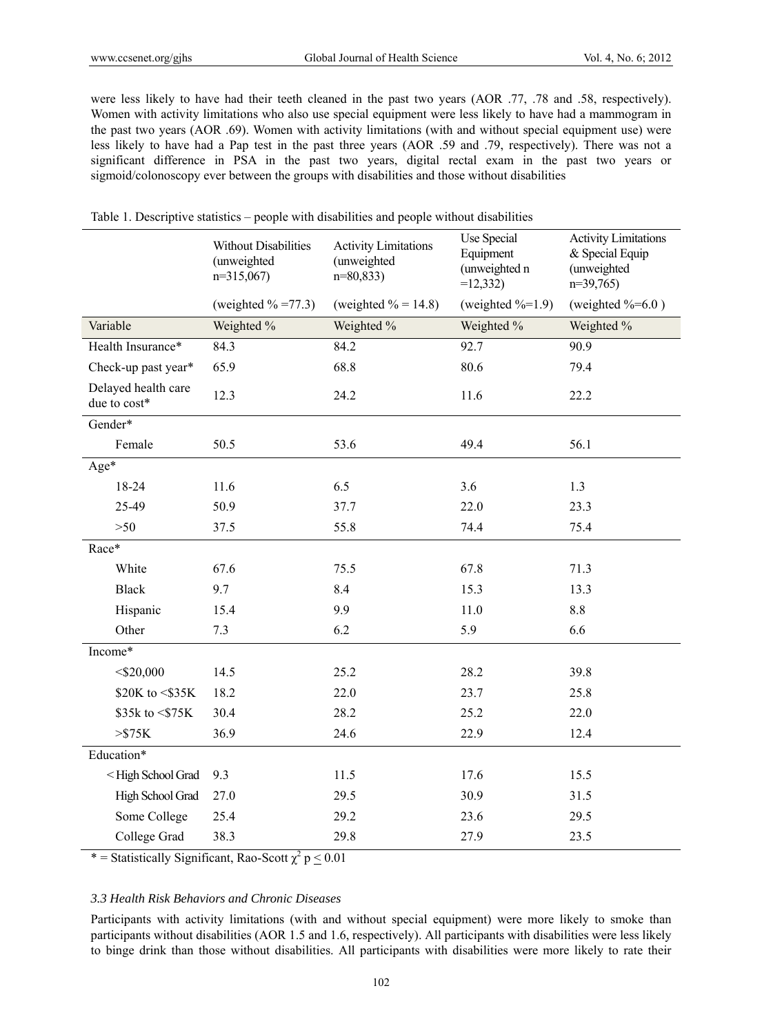were less likely to have had their teeth cleaned in the past two years (AOR .77, .78 and .58, respectively). Women with activity limitations who also use special equipment were less likely to have had a mammogram in the past two years (AOR .69). Women with activity limitations (with and without special equipment use) were less likely to have had a Pap test in the past three years (AOR .59 and .79, respectively). There was not a significant difference in PSA in the past two years, digital rectal exam in the past two years or sigmoid/colonoscopy ever between the groups with disabilities and those without disabilities

Table 1. Descriptive statistics – people with disabilities and people without disabilities

| | Without Disabilities (unweighted n=315,067) (weighted % =77.3) | Activity Limitations (unweighted n=80,833) (weighted % = 14.8) | Use Special Equipment (unweighted n =12,332) (weighted %=1.9) | Activity Limitations & Special Equip (unweighted n=39,765) (weighted %=6.0 ) |
|---|---|---|---|---|
| Variable | Weighted % | Weighted % | Weighted % | Weighted % |
| Health Insurance* | 84.3 | 84.2 | 92.7 | 90.9 |
| Check-up past year* | 65.9 | 68.8 | 80.6 | 79.4 |
| Delayed health care due to cost* | 12.3 | 24.2 | 11.6 | 22.2 |
| Gender* | | | | |
| Female | 50.5 | 53.6 | 49.4 | 56.1 |
| Age* | | | | |
| 18-24 | 11.6 | 6.5 | 3.6 | 1.3 |
| 25-49 | 50.9 | 37.7 | 22.0 | 23.3 |
| >50 | 37.5 | 55.8 | 74.4 | 75.4 |
| Race* | | | | |
| White | 67.6 | 75.5 | 67.8 | 71.3 |
| Black | 9.7 | 8.4 | 15.3 | 13.3 |
| Hispanic | 15.4 | 9.9 | 11.0 | 8.8 |
| Other | 7.3 | 6.2 | 5.9 | 6.6 |
| Income* | | | | |
| <$20,000 | 14.5 | 25.2 | 28.2 | 39.8 |
| $20K to <$35K | 18.2 | 22.0 | 23.7 | 25.8 |
| $35k to <$75K | 30.4 | 28.2 | 25.2 | 22.0 |
| >$75K | 36.9 | 24.6 | 22.9 | 12.4 |
| Education* | | | | |
| < High School Grad | 9.3 | 11.5 | 17.6 | 15.5 |
| High School Grad | 27.0 | 29.5 | 30.9 | 31.5 |
| Some College | 25.4 | 29.2 | 23.6 | 29.5 |
| College Grad | 38.3 | 29.8 | 27.9 | 23.5 |

* = Statistically Significant, Rao-Scott $\chi^2$ $p \leq 0.01$

### 3.3 Health Risk Behaviors and Chronic Diseases

Participants with activity limitations (with and without special equipment) were more likely to smoke than participants without disabilities (AOR 1.5 and 1.6, respectively). All participants with disabilities were less likely to binge drink than those without disabilities. All participants with disabilities were more likely to rate their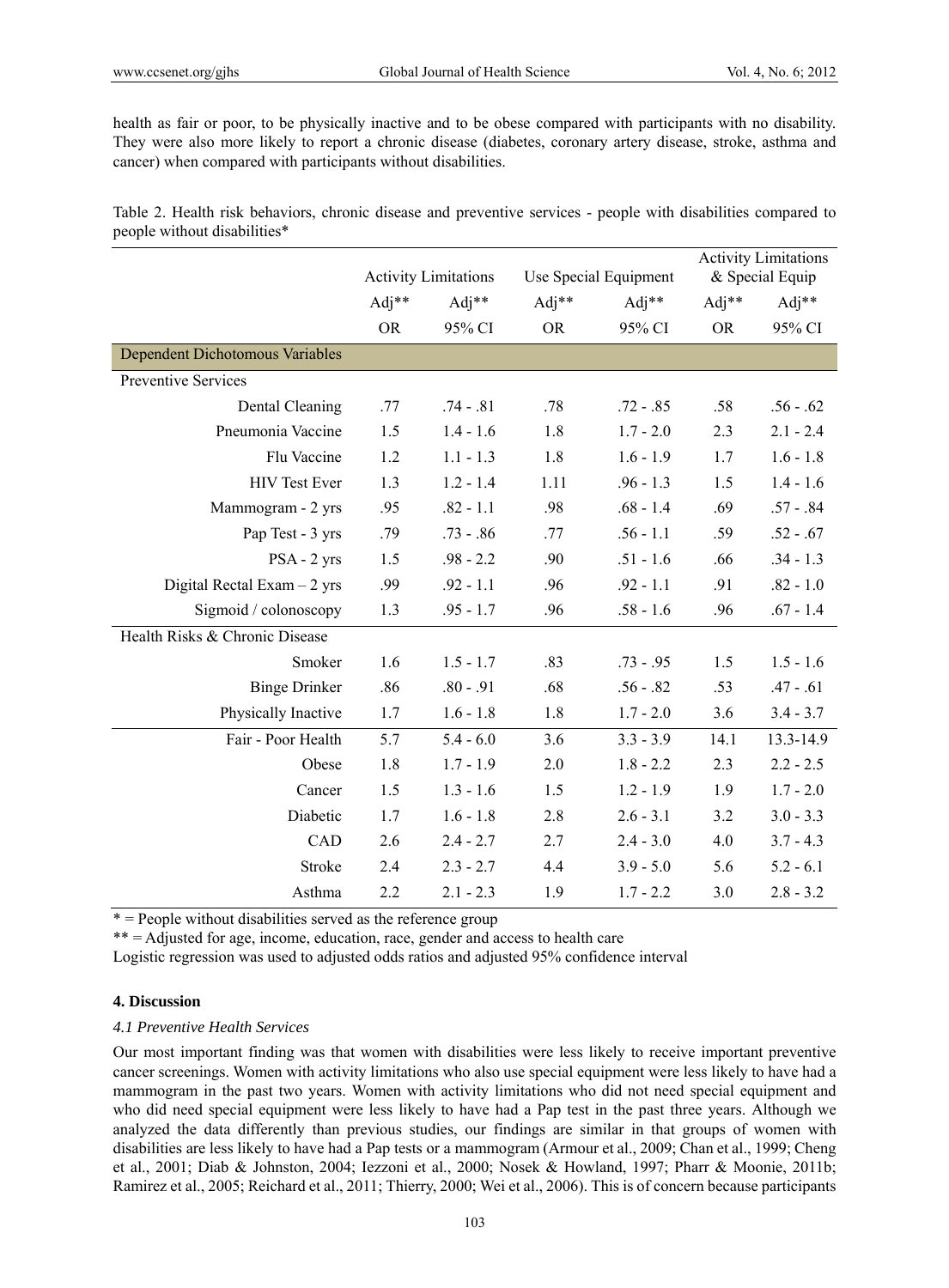health as fair or poor, to be physically inactive and to be obese compared with participants with no disability. They were also more likely to report a chronic disease (diabetes, coronary artery disease, stroke, asthma and cancer) when compared with participants without disabilities.

Table 2. Health risk behaviors, chronic disease and preventive services - people with disabilities compared to people without disabilities*

| | Activity Limitations | | Use Special Equipment | | Activity Limitations & Special Equip | |
|---|---|---|---|---|---|---|
| | Adj** OR | Adj** 95% CI | Adj** OR | Adj** 95% CI | Adj** OR | Adj** 95% CI |
| **Dependent Dichotomous Variables** | | | | | | |
| Preventive Services | | | | | | |
| Dental Cleaning | .77 | .74 - .81 | .78 | .72 - .85 | .58 | .56 - .62 |
| Pneumonia Vaccine | 1.5 | 1.4 - 1.6 | 1.8 | 1.7 - 2.0 | 2.3 | 2.1 - 2.4 |
| Flu Vaccine | 1.2 | 1.1 - 1.3 | 1.8 | 1.6 - 1.9 | 1.7 | 1.6 - 1.8 |
| HIV Test Ever | 1.3 | 1.2 - 1.4 | 1.11 | .96 - 1.3 | 1.5 | 1.4 - 1.6 |
| Mammogram - 2 yrs | .95 | .82 - 1.1 | .98 | .68 - 1.4 | .69 | .57 - .84 |
| Pap Test - 3 yrs | .79 | .73 - .86 | .77 | .56 - 1.1 | .59 | .52 - .67 |
| PSA - 2 yrs | 1.5 | .98 - 2.2 | .90 | .51 - 1.6 | .66 | .34 - 1.3 |
| Digital Rectal Exam – 2 yrs | .99 | .92 - 1.1 | .96 | .92 - 1.1 | .91 | .82 - 1.0 |
| Sigmoid / colonoscopy | 1.3 | .95 - 1.7 | .96 | .58 - 1.6 | .96 | .67 - 1.4 |
| Health Risks & Chronic Disease | | | | | | |
| Smoker | 1.6 | 1.5 - 1.7 | .83 | .73 - .95 | 1.5 | 1.5 - 1.6 |
| Binge Drinker | .86 | .80 - .91 | .68 | .56 - .82 | .53 | .47 - .61 |
| Physically Inactive | 1.7 | 1.6 - 1.8 | 1.8 | 1.7 - 2.0 | 3.6 | 3.4 - 3.7 |
| Fair - Poor Health | 5.7 | 5.4 - 6.0 | 3.6 | 3.3 - 3.9 | 14.1 | 13.3-14.9 |
| Obese | 1.8 | 1.7 - 1.9 | 2.0 | 1.8 - 2.2 | 2.3 | 2.2 - 2.5 |
| Cancer | 1.5 | 1.3 - 1.6 | 1.5 | 1.2 - 1.9 | 1.9 | 1.7 - 2.0 |
| Diabetic | 1.7 | 1.6 - 1.8 | 2.8 | 2.6 - 3.1 | 3.2 | 3.0 - 3.3 |
| CAD | 2.6 | 2.4 - 2.7 | 2.7 | 2.4 - 3.0 | 4.0 | 3.7 - 4.3 |
| Stroke | 2.4 | 2.3 - 2.7 | 4.4 | 3.9 - 5.0 | 5.6 | 5.2 - 6.1 |
| Asthma | 2.2 | 2.1 - 2.3 | 1.9 | 1.7 - 2.2 | 3.0 | 2.8 - 3.2 |

* = People without disabilities served as the reference group

** = Adjusted for age, income, education, race, gender and access to health care

Logistic regression was used to adjusted odds ratios and adjusted 95% confidence interval

## 4. Discussion

### *4.1 Preventive Health Services*

Our most important finding was that women with disabilities were less likely to receive important preventive cancer screenings. Women with activity limitations who also use special equipment were less likely to have had a mammogram in the past two years. Women with activity limitations who did not need special equipment and who did need special equipment were less likely to have had a Pap test in the past three years. Although we analyzed the data differently than previous studies, our findings are similar in that groups of women with disabilities are less likely to have had a Pap tests or a mammogram (Armour et al., 2009; Chan et al., 1999; Cheng et al., 2001; Diab & Johnston, 2004; Iezzoni et al., 2000; Nosek & Howland, 1997; Pharr & Moonie, 2011b; Ramirez et al., 2005; Reichard et al., 2011; Thierry, 2000; Wei et al., 2006). This is of concern because participants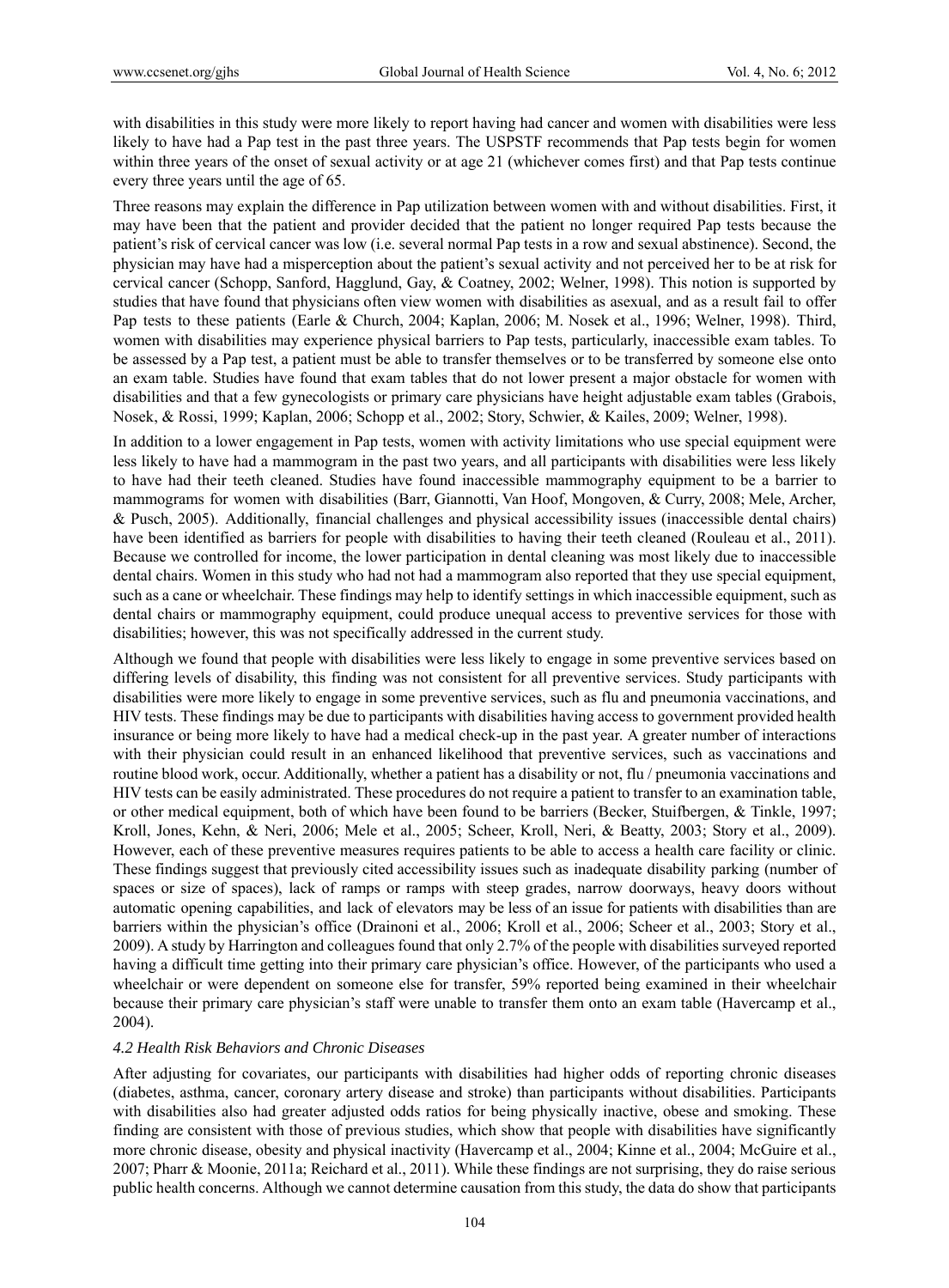with disabilities in this study were more likely to report having had cancer and women with disabilities were less likely to have had a Pap test in the past three years. The USPSTF recommends that Pap tests begin for women within three years of the onset of sexual activity or at age 21 (whichever comes first) and that Pap tests continue every three years until the age of 65.

Three reasons may explain the difference in Pap utilization between women with and without disabilities. First, it may have been that the patient and provider decided that the patient no longer required Pap tests because the patient's risk of cervical cancer was low (i.e. several normal Pap tests in a row and sexual abstinence). Second, the physician may have had a misperception about the patient's sexual activity and not perceived her to be at risk for cervical cancer (Schopp, Sanford, Hagglund, Gay, & Coatney, 2002; Welner, 1998). This notion is supported by studies that have found that physicians often view women with disabilities as asexual, and as a result fail to offer Pap tests to these patients (Earle & Church, 2004; Kaplan, 2006; M. Nosek et al., 1996; Welner, 1998). Third, women with disabilities may experience physical barriers to Pap tests, particularly, inaccessible exam tables. To be assessed by a Pap test, a patient must be able to transfer themselves or to be transferred by someone else onto an exam table. Studies have found that exam tables that do not lower present a major obstacle for women with disabilities and that a few gynecologists or primary care physicians have height adjustable exam tables (Grabois, Nosek, & Rossi, 1999; Kaplan, 2006; Schopp et al., 2002; Story, Schwier, & Kailes, 2009; Welner, 1998).

In addition to a lower engagement in Pap tests, women with activity limitations who use special equipment were less likely to have had a mammogram in the past two years, and all participants with disabilities were less likely to have had their teeth cleaned. Studies have found inaccessible mammography equipment to be a barrier to mammograms for women with disabilities (Barr, Giannotti, Van Hoof, Mongoven, & Curry, 2008; Mele, Archer, & Pusch, 2005). Additionally, financial challenges and physical accessibility issues (inaccessible dental chairs) have been identified as barriers for people with disabilities to having their teeth cleaned (Rouleau et al., 2011). Because we controlled for income, the lower participation in dental cleaning was most likely due to inaccessible dental chairs. Women in this study who had not had a mammogram also reported that they use special equipment, such as a cane or wheelchair. These findings may help to identify settings in which inaccessible equipment, such as dental chairs or mammography equipment, could produce unequal access to preventive services for those with disabilities; however, this was not specifically addressed in the current study.

Although we found that people with disabilities were less likely to engage in some preventive services based on differing levels of disability, this finding was not consistent for all preventive services. Study participants with disabilities were more likely to engage in some preventive services, such as flu and pneumonia vaccinations, and HIV tests. These findings may be due to participants with disabilities having access to government provided health insurance or being more likely to have had a medical check-up in the past year. A greater number of interactions with their physician could result in an enhanced likelihood that preventive services, such as vaccinations and routine blood work, occur. Additionally, whether a patient has a disability or not, flu / pneumonia vaccinations and HIV tests can be easily administrated. These procedures do not require a patient to transfer to an examination table, or other medical equipment, both of which have been found to be barriers (Becker, Stuifbergen, & Tinkle, 1997; Kroll, Jones, Kehn, & Neri, 2006; Mele et al., 2005; Scheer, Kroll, Neri, & Beatty, 2003; Story et al., 2009). However, each of these preventive measures requires patients to be able to access a health care facility or clinic. These findings suggest that previously cited accessibility issues such as inadequate disability parking (number of spaces or size of spaces), lack of ramps or ramps with steep grades, narrow doorways, heavy doors without automatic opening capabilities, and lack of elevators may be less of an issue for patients with disabilities than are barriers within the physician's office (Drainoni et al., 2006; Kroll et al., 2006; Scheer et al., 2003; Story et al., 2009). A study by Harrington and colleagues found that only 2.7% of the people with disabilities surveyed reported having a difficult time getting into their primary care physician's office. However, of the participants who used a wheelchair or were dependent on someone else for transfer, 59% reported being examined in their wheelchair because their primary care physician's staff were unable to transfer them onto an exam table (Havercamp et al., 2004).

### *4.2 Health Risk Behaviors and Chronic Diseases*

After adjusting for covariates, our participants with disabilities had higher odds of reporting chronic diseases (diabetes, asthma, cancer, coronary artery disease and stroke) than participants without disabilities. Participants with disabilities also had greater adjusted odds ratios for being physically inactive, obese and smoking. These finding are consistent with those of previous studies, which show that people with disabilities have significantly more chronic disease, obesity and physical inactivity (Havercamp et al., 2004; Kinne et al., 2004; McGuire et al., 2007; Pharr & Moonie, 2011a; Reichard et al., 2011). While these findings are not surprising, they do raise serious public health concerns. Although we cannot determine causation from this study, the data do show that participants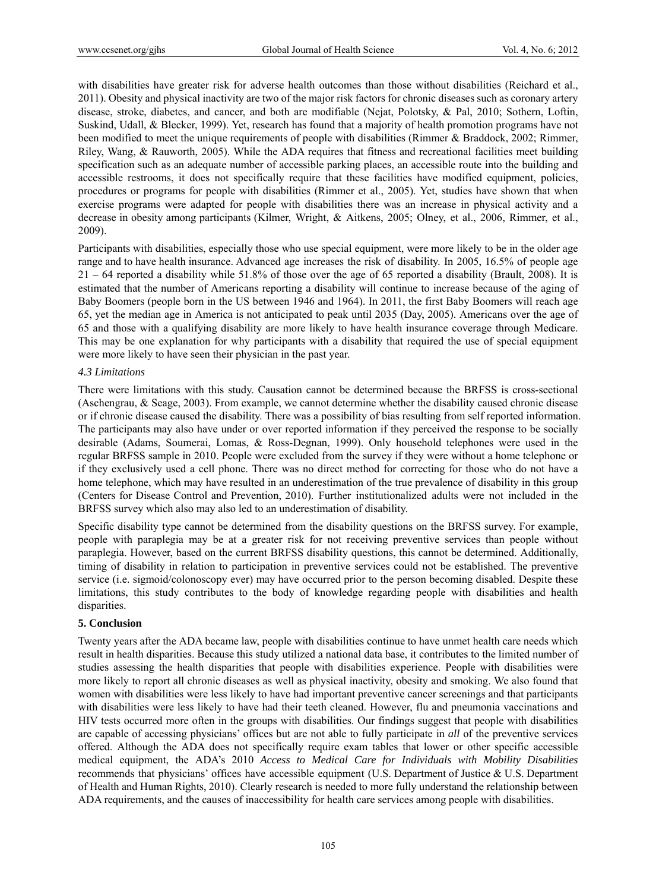with disabilities have greater risk for adverse health outcomes than those without disabilities (Reichard et al., 2011). Obesity and physical inactivity are two of the major risk factors for chronic diseases such as coronary artery disease, stroke, diabetes, and cancer, and both are modifiable (Nejat, Polotsky, & Pal, 2010; Sothern, Loftin, Suskind, Udall, & Blecker, 1999). Yet, research has found that a majority of health promotion programs have not been modified to meet the unique requirements of people with disabilities (Rimmer & Braddock, 2002; Rimmer, Riley, Wang, & Rauworth, 2005). While the ADA requires that fitness and recreational facilities meet building specification such as an adequate number of accessible parking places, an accessible route into the building and accessible restrooms, it does not specifically require that these facilities have modified equipment, policies, procedures or programs for people with disabilities (Rimmer et al., 2005). Yet, studies have shown that when exercise programs were adapted for people with disabilities there was an increase in physical activity and a decrease in obesity among participants (Kilmer, Wright, & Aitkens, 2005; Olney, et al., 2006, Rimmer, et al., 2009).

Participants with disabilities, especially those who use special equipment, were more likely to be in the older age range and to have health insurance. Advanced age increases the risk of disability. In 2005, 16.5% of people age 21 – 64 reported a disability while 51.8% of those over the age of 65 reported a disability (Brault, 2008). It is estimated that the number of Americans reporting a disability will continue to increase because of the aging of Baby Boomers (people born in the US between 1946 and 1964). In 2011, the first Baby Boomers will reach age 65, yet the median age in America is not anticipated to peak until 2035 (Day, 2005). Americans over the age of 65 and those with a qualifying disability are more likely to have health insurance coverage through Medicare. This may be one explanation for why participants with a disability that required the use of special equipment were more likely to have seen their physician in the past year.

### *4.3 Limitations*

There were limitations with this study. Causation cannot be determined because the BRFSS is cross-sectional (Aschengrau, & Seage, 2003). From example, we cannot determine whether the disability caused chronic disease or if chronic disease caused the disability. There was a possibility of bias resulting from self reported information. The participants may also have under or over reported information if they perceived the response to be socially desirable (Adams, Soumerai, Lomas, & Ross-Degnan, 1999). Only household telephones were used in the regular BRFSS sample in 2010. People were excluded from the survey if they were without a home telephone or if they exclusively used a cell phone. There was no direct method for correcting for those who do not have a home telephone, which may have resulted in an underestimation of the true prevalence of disability in this group (Centers for Disease Control and Prevention, 2010). Further institutionalized adults were not included in the BRFSS survey which also may also led to an underestimation of disability.

Specific disability type cannot be determined from the disability questions on the BRFSS survey. For example, people with paraplegia may be at a greater risk for not receiving preventive services than people without paraplegia. However, based on the current BRFSS disability questions, this cannot be determined. Additionally, timing of disability in relation to participation in preventive services could not be established. The preventive service (i.e. sigmoid/colonoscopy ever) may have occurred prior to the person becoming disabled. Despite these limitations, this study contributes to the body of knowledge regarding people with disabilities and health disparities.

## **5. Conclusion**

Twenty years after the ADA became law, people with disabilities continue to have unmet health care needs which result in health disparities. Because this study utilized a national data base, it contributes to the limited number of studies assessing the health disparities that people with disabilities experience. People with disabilities were more likely to report all chronic diseases as well as physical inactivity, obesity and smoking. We also found that women with disabilities were less likely to have had important preventive cancer screenings and that participants with disabilities were less likely to have had their teeth cleaned. However, flu and pneumonia vaccinations and HIV tests occurred more often in the groups with disabilities. Our findings suggest that people with disabilities are capable of accessing physicians' offices but are not able to fully participate in *all* of the preventive services offered. Although the ADA does not specifically require exam tables that lower or other specific accessible medical equipment, the ADA's 2010 *Access to Medical Care for Individuals with Mobility Disabilities* recommends that physicians' offices have accessible equipment (U.S. Department of Justice & U.S. Department of Health and Human Rights, 2010). Clearly research is needed to more fully understand the relationship between ADA requirements, and the causes of inaccessibility for health care services among people with disabilities.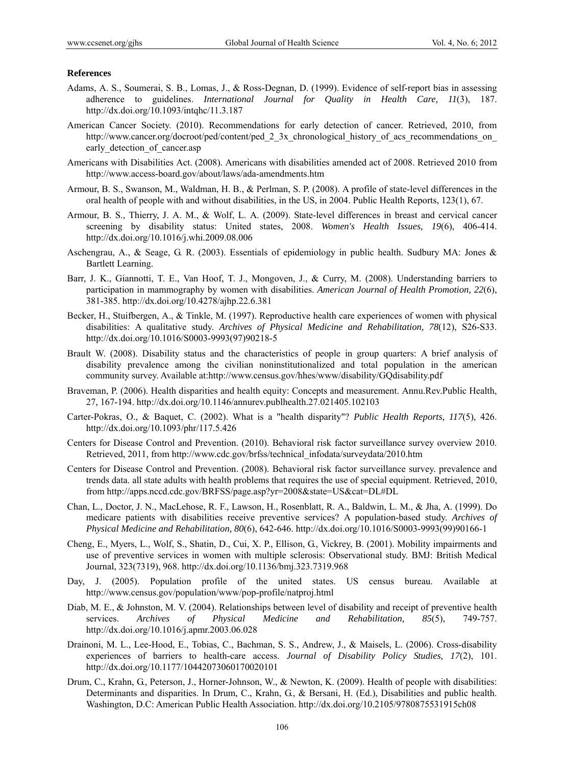**References**

Adams, A. S., Soumerai, S. B., Lomas, J., & Ross-Degnan, D. (1999). Evidence of self-report bias in assessing adherence to guidelines. *International Journal for Quality in Health Care, 11*(3), 187. http://dx.doi.org/10.1093/intqhc/11.3.187

American Cancer Society. (2010). Recommendations for early detection of cancer. Retrieved, 2010, from http://www.cancer.org/docroot/ped/content/ped_2_3x_chronological_history_of_acs_recommendations_on_early_detection_of_cancer.asp

Americans with Disabilities Act. (2008). Americans with disabilities amended act of 2008. Retrieved 2010 from http://www.access-board.gov/about/laws/ada-amendments.htm

Armour, B. S., Swanson, M., Waldman, H. B., & Perlman, S. P. (2008). A profile of state-level differences in the oral health of people with and without disabilities, in the US, in 2004. Public Health Reports, 123(1), 67.

Armour, B. S., Thierry, J. A. M., & Wolf, L. A. (2009). State-level differences in breast and cervical cancer screening by disability status: United states, 2008. *Women's Health Issues, 19*(6), 406-414. http://dx.doi.org/10.1016/j.whi.2009.08.006

Aschengrau, A., & Seage, G. R. (2003). Essentials of epidemiology in public health. Sudbury MA: Jones & Bartlett Learning.

Barr, J. K., Giannotti, T. E., Van Hoof, T. J., Mongoven, J., & Curry, M. (2008). Understanding barriers to participation in mammography by women with disabilities. *American Journal of Health Promotion, 22*(6), 381-385. http://dx.doi.org/10.4278/ajhp.22.6.381

Becker, H., Stuifbergen, A., & Tinkle, M. (1997). Reproductive health care experiences of women with physical disabilities: A qualitative study. *Archives of Physical Medicine and Rehabilitation, 78*(12), S26-S33. http://dx.doi.org/10.1016/S0003-9993(97)90218-5

Brault W. (2008). Disability status and the characteristics of people in group quarters: A brief analysis of disability prevalence among the civilian noninstitutionalized and total population in the american community survey. Available at:http://www.census.gov/hhes/www/disability/GQdisability.pdf

Braveman, P. (2006). Health disparities and health equity: Concepts and measurement. Annu.Rev.Public Health, 27, 167-194. http://dx.doi.org/10.1146/annurev.publhealth.27.021405.102103

Carter-Pokras, O., & Baquet, C. (2002). What is a "health disparity"? *Public Health Reports, 117*(5), 426. http://dx.doi.org/10.1093/phr/117.5.426

Centers for Disease Control and Prevention. (2010). Behavioral risk factor surveillance survey overview 2010. Retrieved, 2011, from http://www.cdc.gov/brfss/technical_infodata/surveydata/2010.htm

Centers for Disease Control and Prevention. (2008). Behavioral risk factor surveillance survey. prevalence and trends data. all state adults with health problems that requires the use of special equipment. Retrieved, 2010, from http://apps.nccd.cdc.gov/BRFSS/page.asp?yr=2008&state=US&cat=DL#DL

Chan, L., Doctor, J. N., MacLehose, R. F., Lawson, H., Rosenblatt, R. A., Baldwin, L. M., & Jha, A. (1999). Do medicare patients with disabilities receive preventive services? A population-based study. *Archives of Physical Medicine and Rehabilitation, 80*(6), 642-646. http://dx.doi.org/10.1016/S0003-9993(99)90166-1

Cheng, E., Myers, L., Wolf, S., Shatin, D., Cui, X. P., Ellison, G., Vickrey, B. (2001). Mobility impairments and use of preventive services in women with multiple sclerosis: Observational study. BMJ: British Medical Journal, 323(7319), 968. http://dx.doi.org/10.1136/bmj.323.7319.968

Day, J. (2005). Population profile of the united states. US census bureau. Available at http://www.census.gov/population/www/pop-profile/natproj.html

Diab, M. E., & Johnston, M. V. (2004). Relationships between level of disability and receipt of preventive health services. *Archives of Physical Medicine and Rehabilitation, 85*(5), 749-757. http://dx.doi.org/10.1016/j.apmr.2003.06.028

Drainoni, M. L., Lee-Hood, E., Tobias, C., Bachman, S. S., Andrew, J., & Maisels, L. (2006). Cross-disability experiences of barriers to health-care access. *Journal of Disability Policy Studies, 17*(2), 101. http://dx.doi.org/10.1177/10442073060170020101

Drum, C., Krahn, G., Peterson, J., Horner-Johnson, W., & Newton, K. (2009). Health of people with disabilities: Determinants and disparities. In Drum, C., Krahn, G., & Bersani, H. (Ed.), Disabilities and public health. Washington, D.C: American Public Health Association. http://dx.doi.org/10.2105/9780875531915ch08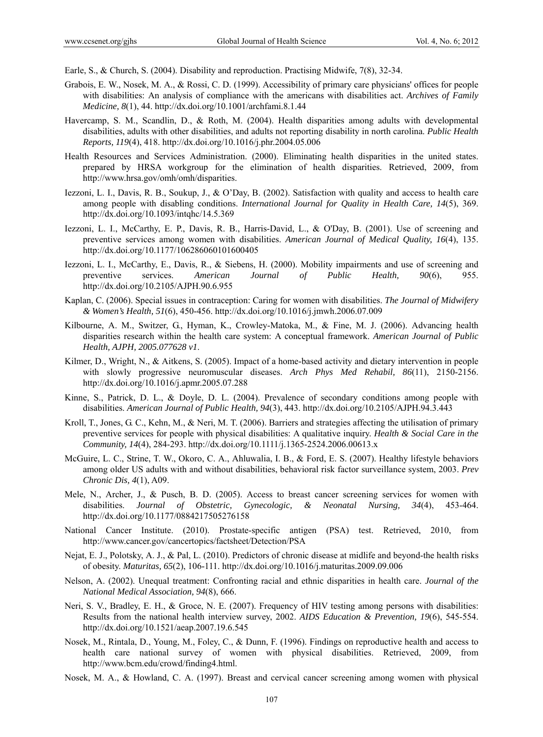Earle, S., & Church, S. (2004). Disability and reproduction. Practising Midwife, 7(8), 32-34.

Grabois, E. W., Nosek, M. A., & Rossi, C. D. (1999). Accessibility of primary care physicians' offices for people with disabilities: An analysis of compliance with the americans with disabilities act. *Archives of Family Medicine, 8*(1), 44. http://dx.doi.org/10.1001/archfami.8.1.44

Havercamp, S. M., Scandlin, D., & Roth, M. (2004). Health disparities among adults with developmental disabilities, adults with other disabilities, and adults not reporting disability in north carolina. *Public Health Reports, 119*(4), 418. http://dx.doi.org/10.1016/j.phr.2004.05.006

Health Resources and Services Administration. (2000). Eliminating health disparities in the united states. prepared by HRSA workgroup for the elimination of health disparities. Retrieved, 2009, from http://www.hrsa.gov/omh/omh/disparities.

Iezzoni, L. I., Davis, R. B., Soukup, J., & O'Day, B. (2002). Satisfaction with quality and access to health care among people with disabling conditions. *International Journal for Quality in Health Care, 14*(5), 369. http://dx.doi.org/10.1093/intqhc/14.5.369

Iezzoni, L. I., McCarthy, E. P., Davis, R. B., Harris-David, L., & O'Day, B. (2001). Use of screening and preventive services among women with disabilities. *American Journal of Medical Quality, 16*(4), 135. http://dx.doi.org/10.1177/106286060101600405

Iezzoni, L. I., McCarthy, E., Davis, R., & Siebens, H. (2000). Mobility impairments and use of screening and preventive services. *American Journal of Public Health, 90*(6), 955. http://dx.doi.org/10.2105/AJPH.90.6.955

Kaplan, C. (2006). Special issues in contraception: Caring for women with disabilities. *The Journal of Midwifery & Women's Health, 51*(6), 450-456. http://dx.doi.org/10.1016/j.jmwh.2006.07.009

Kilbourne, A. M., Switzer, G., Hyman, K., Crowley-Matoka, M., & Fine, M. J. (2006). Advancing health disparities research within the health care system: A conceptual framework. *American Journal of Public Health, AJPH, 2005.077628 v1*.

Kilmer, D., Wright, N., & Aitkens, S. (2005). Impact of a home-based activity and dietary intervention in people with slowly progressive neuromuscular diseases. *Arch Phys Med Rehabil, 86*(11), 2150-2156. http://dx.doi.org/10.1016/j.apmr.2005.07.288

Kinne, S., Patrick, D. L., & Doyle, D. L. (2004). Prevalence of secondary conditions among people with disabilities. *American Journal of Public Health, 94*(3), 443. http://dx.doi.org/10.2105/AJPH.94.3.443

Kroll, T., Jones, G. C., Kehn, M., & Neri, M. T. (2006). Barriers and strategies affecting the utilisation of primary preventive services for people with physical disabilities: A qualitative inquiry. *Health & Social Care in the Community, 14*(4), 284-293. http://dx.doi.org/10.1111/j.1365-2524.2006.00613.x

McGuire, L. C., Strine, T. W., Okoro, C. A., Ahluwalia, I. B., & Ford, E. S. (2007). Healthy lifestyle behaviors among older US adults with and without disabilities, behavioral risk factor surveillance system, 2003. *Prev Chronic Dis, 4*(1), A09.

Mele, N., Archer, J., & Pusch, B. D. (2005). Access to breast cancer screening services for women with disabilities. *Journal of Obstetric, Gynecologic, & Neonatal Nursing, 34*(4), 453-464. http://dx.doi.org/10.1177/0884217505276158

National Cancer Institute. (2010). Prostate-specific antigen (PSA) test. Retrieved, 2010, from http://www.cancer.gov/cancertopics/factsheet/Detection/PSA

Nejat, E. J., Polotsky, A. J., & Pal, L. (2010). Predictors of chronic disease at midlife and beyond-the health risks of obesity. *Maturitas, 65*(2), 106-111. http://dx.doi.org/10.1016/j.maturitas.2009.09.006

Nelson, A. (2002). Unequal treatment: Confronting racial and ethnic disparities in health care. *Journal of the National Medical Association, 94*(8), 666.

Neri, S. V., Bradley, E. H., & Groce, N. E. (2007). Frequency of HIV testing among persons with disabilities: Results from the national health interview survey, 2002. *AIDS Education & Prevention, 19*(6), 545-554. http://dx.doi.org/10.1521/aeap.2007.19.6.545

Nosek, M., Rintala, D., Young, M., Foley, C., & Dunn, F. (1996). Findings on reproductive health and access to health care national survey of women with physical disabilities. Retrieved, 2009, from http://www.bcm.edu/crowd/finding4.html.

Nosek, M. A., & Howland, C. A. (1997). Breast and cervical cancer screening among women with physical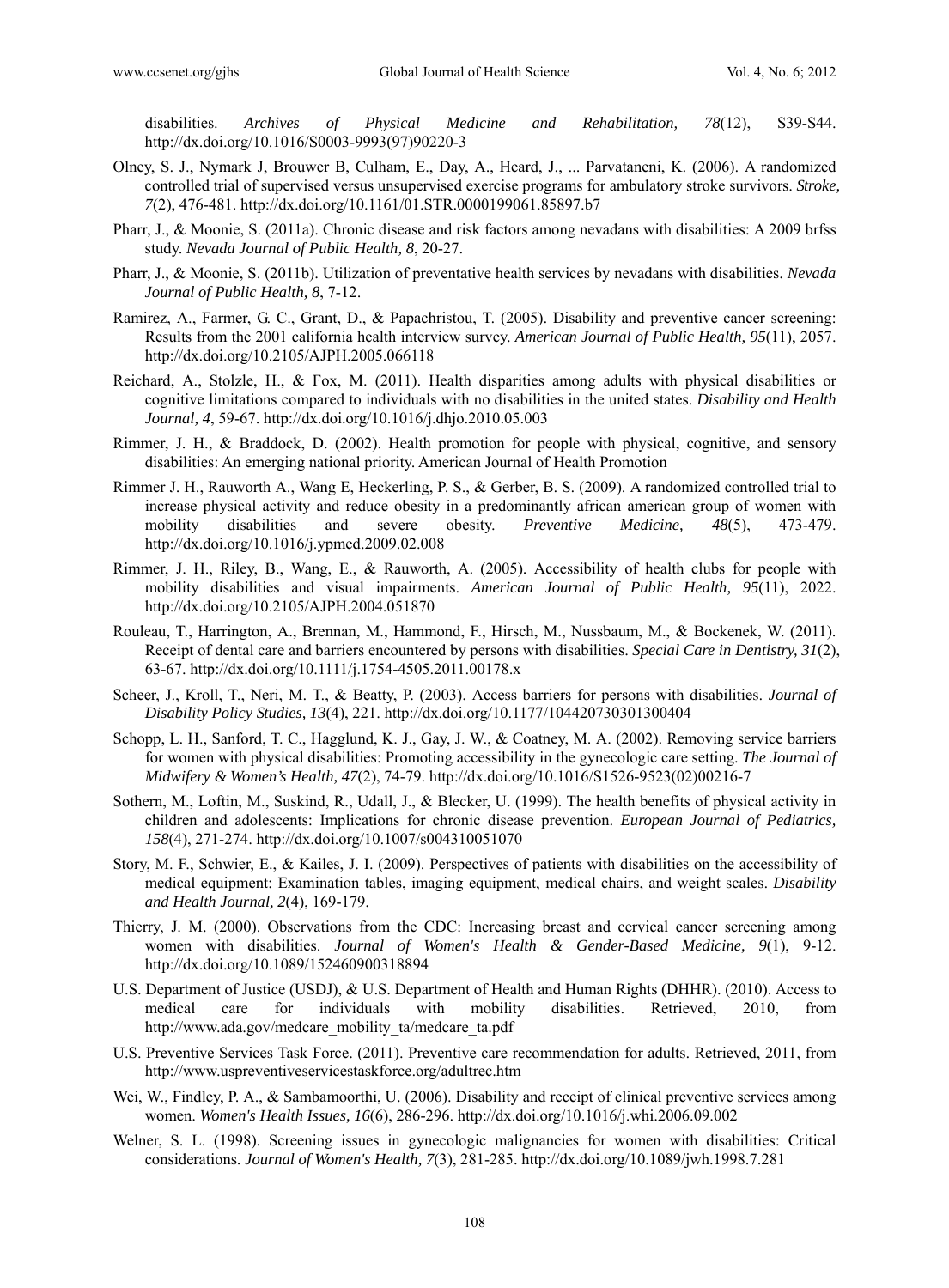disabilities. *Archives of Physical Medicine and Rehabilitation, 78*(12), S39-S44. http://dx.doi.org/10.1016/S0003-9993(97)90220-3

Olney, S. J., Nymark J, Brouwer B, Culham, E., Day, A., Heard, J., ... Parvataneni, K. (2006). A randomized controlled trial of supervised versus unsupervised exercise programs for ambulatory stroke survivors. *Stroke, 7*(2), 476-481. http://dx.doi.org/10.1161/01.STR.0000199061.85897.b7

Pharr, J., & Moonie, S. (2011a). Chronic disease and risk factors among nevadans with disabilities: A 2009 brfss study. *Nevada Journal of Public Health, 8*, 20-27.

Pharr, J., & Moonie, S. (2011b). Utilization of preventative health services by nevadans with disabilities. *Nevada Journal of Public Health, 8*, 7-12.

Ramirez, A., Farmer, G. C., Grant, D., & Papachristou, T. (2005). Disability and preventive cancer screening: Results from the 2001 california health interview survey. *American Journal of Public Health, 95*(11), 2057. http://dx.doi.org/10.2105/AJPH.2005.066118

Reichard, A., Stolzle, H., & Fox, M. (2011). Health disparities among adults with physical disabilities or cognitive limitations compared to individuals with no disabilities in the united states. *Disability and Health Journal, 4*, 59-67. http://dx.doi.org/10.1016/j.dhjo.2010.05.003

Rimmer, J. H., & Braddock, D. (2002). Health promotion for people with physical, cognitive, and sensory disabilities: An emerging national priority. American Journal of Health Promotion

Rimmer J. H., Rauworth A., Wang E, Heckerling, P. S., & Gerber, B. S. (2009). A randomized controlled trial to increase physical activity and reduce obesity in a predominantly african american group of women with mobility disabilities and severe obesity. *Preventive Medicine, 48*(5), 473-479. http://dx.doi.org/10.1016/j.ypmed.2009.02.008

Rimmer, J. H., Riley, B., Wang, E., & Rauworth, A. (2005). Accessibility of health clubs for people with mobility disabilities and visual impairments. *American Journal of Public Health, 95*(11), 2022. http://dx.doi.org/10.2105/AJPH.2004.051870

Rouleau, T., Harrington, A., Brennan, M., Hammond, F., Hirsch, M., Nussbaum, M., & Bockenek, W. (2011). Receipt of dental care and barriers encountered by persons with disabilities. *Special Care in Dentistry, 31*(2), 63-67. http://dx.doi.org/10.1111/j.1754-4505.2011.00178.x

Scheer, J., Kroll, T., Neri, M. T., & Beatty, P. (2003). Access barriers for persons with disabilities. *Journal of Disability Policy Studies, 13*(4), 221. http://dx.doi.org/10.1177/104420730301300404

Schopp, L. H., Sanford, T. C., Hagglund, K. J., Gay, J. W., & Coatney, M. A. (2002). Removing service barriers for women with physical disabilities: Promoting accessibility in the gynecologic care setting. *The Journal of Midwifery & Women's Health, 47*(2), 74-79. http://dx.doi.org/10.1016/S1526-9523(02)00216-7

Sothern, M., Loftin, M., Suskind, R., Udall, J., & Blecker, U. (1999). The health benefits of physical activity in children and adolescents: Implications for chronic disease prevention. *European Journal of Pediatrics, 158*(4), 271-274. http://dx.doi.org/10.1007/s004310051070

Story, M. F., Schwier, E., & Kailes, J. I. (2009). Perspectives of patients with disabilities on the accessibility of medical equipment: Examination tables, imaging equipment, medical chairs, and weight scales. *Disability and Health Journal, 2*(4), 169-179.

Thierry, J. M. (2000). Observations from the CDC: Increasing breast and cervical cancer screening among women with disabilities. *Journal of Women's Health & Gender-Based Medicine, 9*(1), 9-12. http://dx.doi.org/10.1089/152460900318894

U.S. Department of Justice (USDJ), & U.S. Department of Health and Human Rights (DHHR). (2010). Access to medical care for individuals with mobility disabilities. Retrieved, 2010, from http://www.ada.gov/medcare_mobility_ta/medcare_ta.pdf

U.S. Preventive Services Task Force. (2011). Preventive care recommendation for adults. Retrieved, 2011, from http://www.uspreventiveservicestaskforce.org/adultrec.htm

Wei, W., Findley, P. A., & Sambamoorthi, U. (2006). Disability and receipt of clinical preventive services among women. *Women's Health Issues, 16*(6), 286-296. http://dx.doi.org/10.1016/j.whi.2006.09.002

Welner, S. L. (1998). Screening issues in gynecologic malignancies for women with disabilities: Critical considerations. *Journal of Women's Health, 7*(3), 281-285. http://dx.doi.org/10.1089/jwh.1998.7.281